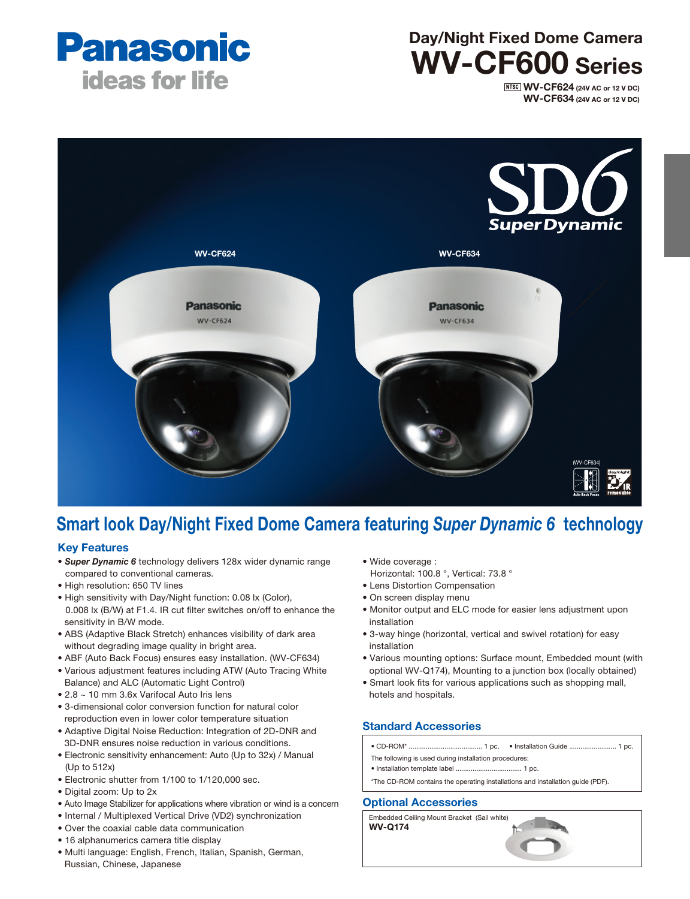Panasonic
ideas for life

# Day/Night Fixed Dome Camera
# WV-CF600 Series

NTSC **WV-CF624** (24V AC or 12 V DC)
**WV-CF634** (24V AC or 12 V DC)

## Smart look Day/Night Fixed Dome Camera featuring *Super Dynamic 6* technology

### Key Features

- ***Super Dynamic 6*** technology delivers 128x wider dynamic range compared to conventional cameras.
- High resolution: 650 TV lines
- High sensitivity with Day/Night function: 0.08 lx (Color), 0.008 lx (B/W) at F1.4. IR cut filter switches on/off to enhance the sensitivity in B/W mode.
- ABS (Adaptive Black Stretch) enhances visibility of dark area without degrading image quality in bright area.
- ABF (Auto Back Focus) ensures easy installation. (WV-CF634)
- Various adjustment features including ATW (Auto Tracing White Balance) and ALC (Automatic Light Control)
- 2.8 ~ 10 mm 3.6x Varifocal Auto Iris lens
- 3-dimensional color conversion function for natural color reproduction even in lower color temperature situation
- Adaptive Digital Noise Reduction: Integration of 2D-DNR and 3D-DNR ensures noise reduction in various conditions.
- Electronic sensitivity enhancement: Auto (Up to 32x) / Manual (Up to 512x)
- Electronic shutter from 1/100 to 1/120,000 sec.
- Digital zoom: Up to 2x
- Auto Image Stabilizer for applications where vibration or wind is a concern
- Internal / Multiplexed Vertical Drive (VD2) synchronization
- Over the coaxial cable data communication
- 16 alphanumerics camera title display
- Multi language: English, French, Italian, Spanish, German, Russian, Chinese, Japanese
- Wide coverage :
  Horizontal: 100.8 °, Vertical: 73.8 °
- Lens Distortion Compensation
- On screen display menu
- Monitor output and ELC mode for easier lens adjustment upon installation
- 3-way hinge (horizontal, vertical and swivel rotation) for easy installation
- Various mounting options: Surface mount, Embedded mount (with optional WV-Q174), Mounting to a junction box (locally obtained)
- Smart look fits for various applications such as shopping mall, hotels and hospitals.

### Standard Accessories

- CD-ROM* ...................................... 1 pc.
- Installation Guide ......................... 1 pc.

The following is used during installation procedures:

- Installation template label .................................. 1 pc.

*The CD-ROM contains the operating installations and installation guide (PDF).

### Optional Accessories

Embedded Ceiling Mount Bracket (Sail white)
**WV-Q174**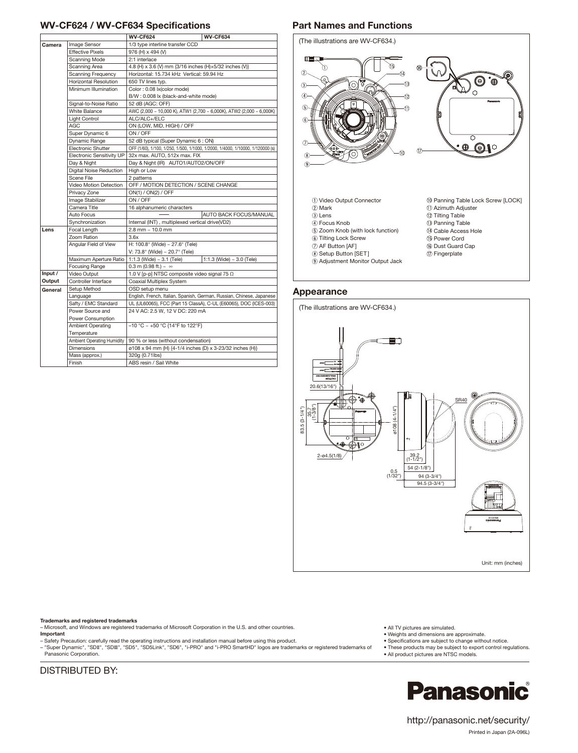## WV-CF624 / WV-CF634 Specifications

| | | WV-CF624 | WV-CF634 |
|---|---|---|---|
| Camera | Image Sensor | 1/3 type interline transfer CCD | |
| | Effective Pixels | 976 (H) x 494 (V) | |
| | Scanning Mode | 2:1 interlace | |
| | Scanning Area | 4.8 (H) x 3.6 (V) mm {3/16 inches (H)×5/32 inches (V)} | |
| | Scanning Frequency | Horizontal: 15.734 kHz  Vertical: 59.94 Hz | |
| | Horizontal Resolution | 650 TV lines typ. | |
| | Minimum Illumination | Color : 0.08 lx(color mode)<br>B/W : 0.008 lx (black-and-white mode) | |
| | Signal-to-Noise Ratio | 52 dB (AGC: OFF) | |
| | White Balance | AWC (2,000 – 10,000 K), ATW1 (2,700 – 6,000K), ATW2 (2,000 – 6,000K) | |
| | Light Control | ALC/ALC+/ELC | |
| | AGC | ON (LOW, MID, HIGH) / OFF | |
| | Super Dynamic 6 | ON / OFF | |
| | Dynamic Range | 52 dB typical (Super Dynamic 6 : ON) | |
| | Electronic Shutter | OFF (1/60), 1/100, 1/250, 1/500, 1/1000, 1/2000, 1/4000, 1/10000, 1/120000 (s) | |
| | Electronic Sensitivity UP | 32x max. AUTO, 512x max. FIX | |
| | Day & Night | Day & Night (IR)  AUTO1/AUTO2/ON/OFF | |
| | Digital Noise Reduction | High or Low | |
| | Scene File | 2 patterns | |
| | Video Motion Detection | OFF / MOTION DETECTION / SCENE CHANGE | |
| | Privacy Zone | ON(1) / ON(2) / OFF | |
| | Image Stabilizer | ON / OFF | |
| | Camera Title | 16 alphanumeric characters | |
| | Auto Focus | —— | AUTO BACK FOCUS/MANUAL |
| | Synchronization | Internal (INT) , multiplexed vertical drive(VD2) | |
| Lens | Focal Length | 2.8 mm – 10.0 mm | |
| | Zoom Ration | 3.6x | |
| | Angular Field of View | H: 100.8° (Wide) – 27.6° (Tele)<br>V: 73.8° (Wide) – 20.7° (Tele) | |
| | Maximum Aperture Ratio | 1:1.3 (Wide) – 3.1 (Tele) | 1:1.3 (Wide) – 3.0 (Tele) |
| | Focusing Range | 0.3 m (0.98 ft.) – ∞ | |
| Input / Output | Video Output | 1.0 V [p-p] NTSC composite video signal 75 Ω | |
| | Controller Interface | Coaxial Multiplex System | |
| General | Setup Method | OSD setup menu | |
| | Language | English, French, Italian, Spanish, German, Russian, Chinese, Japanese | |
| | Safty / EMC Standard | UL (UL60065), FCC (Part 15 ClassA), C-UL (E60065), DOC (ICES-003) | |
| | Power Source and Power Consumption | 24 V AC: 2.5 W, 12 V DC: 220 mA | |
| | Ambient Operating Temperature | –10 °C – +50 °C {14°F to 122°F} | |
| | Ambient Operating Humidity | 90 % or less (without condensation) | |
| | Dimensions | ø108 x 94 mm (H) {4-1/4 inches (D) x 3-23/32 inches (H)} | |
| | Mass (approx.) | 320g {0.71lbs} | |
| | Finish | ABS resin / Sail White | |

## Part Names and Functions

(The illustrations are WV-CF634.)

① Video Output Connector
② Mark
③ Lens
④ Focus Knob
⑤ Zoom Knob (with lock function)
⑥ Tilting Lock Screw
⑦ AF Button [AF]
⑧ Setup Button [SET]
⑨ Adjustment Monitor Output Jack
⑩ Panning Table Lock Screw [LOCK]
⑪ Azimuth Adjuster
⑫ Tilting Table
⑬ Panning Table
⑭ Cable Access Hole
⑮ Power Cord
⑯ Dust Guard Cap
⑰ Fingerplate

## Appearance

(The illustrations are WV-CF634.)

20.6(13/16")
83.5 (3-1/4")
35.7 (1-3/8")
2-ø4.5(1/8)
ø108 (4-1/4")
SR40
39.2 (1-1/2")
54 (2-1/8")
0.5 (1/32")
94 (3-3/4")
94.5 (3-3/4")

Unit: mm (inches)

**Trademarks and registered trademarks**
– Microsoft, and Windows are registered trademarks of Microsoft Corporation in the U.S. and other countries.
**Important**
– Safety Precaution: carefully read the operating instructions and installation manual before using this product.
– "Super Dynamic", "SDⅡ", "SDⅢ", "SD5", "SD5Link", "SD6", "i-PRO" and "i-PRO SmartHD" logos are trademarks or registered trademarks of Panasonic Corporation.

- All TV pictures are simulated.
- Weights and dimensions are approximate.
- Specifications are subject to change without notice.
- These products may be subject to export control regulations.
- All product pictures are NTSC models.

DISTRIBUTED BY:

Panasonic®

http://panasonic.net/security/

Printed in Japan (2A-096L)